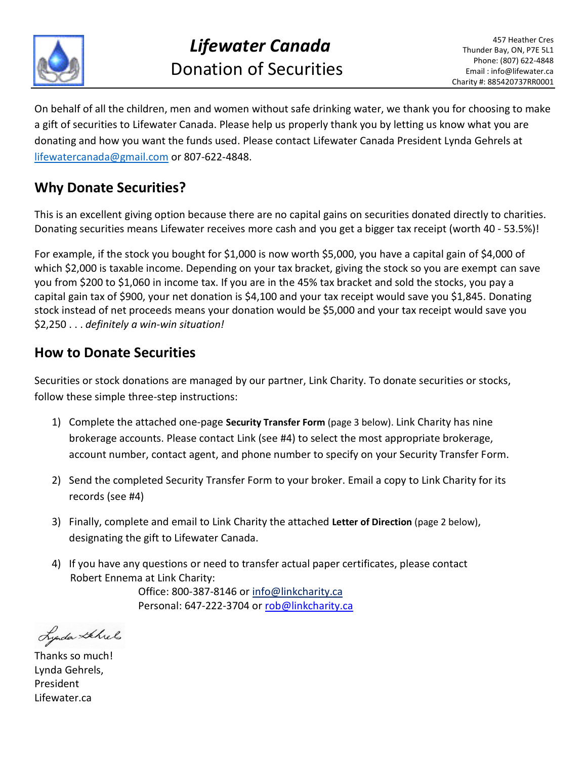# *Lifewater Canada*
## Donation of Securities

457 Heather Cres
Thunder Bay, ON, P7E 5L1
Phone: (807) 622-4848
Email : info@lifewater.ca
Charity #: 885420737RR0001

On behalf of all the children, men and women without safe drinking water, we thank you for choosing to make a gift of securities to Lifewater Canada. Please help us properly thank you by letting us know what you are donating and how you want the funds used. Please contact Lifewater Canada President Lynda Gehrels at lifewatercanada@gmail.com or 807-622-4848.

## Why Donate Securities?

This is an excellent giving option because there are no capital gains on securities donated directly to charities. Donating securities means Lifewater receives more cash and you get a bigger tax receipt (worth 40 - 53.5%)!

For example, if the stock you bought for $1,000 is now worth $5,000, you have a capital gain of $4,000 of which $2,000 is taxable income. Depending on your tax bracket, giving the stock so you are exempt can save you from $200 to $1,060 in income tax. If you are in the 45% tax bracket and sold the stocks, you pay a capital gain tax of $900, your net donation is $4,100 and your tax receipt would save you $1,845. Donating stock instead of net proceeds means your donation would be $5,000 and your tax receipt would save you $2,250 . . . *definitely a win-win situation!*

## How to Donate Securities

Securities or stock donations are managed by our partner, Link Charity. To donate securities or stocks, follow these simple three-step instructions:

1) Complete the attached one-page **Security Transfer Form** (page 3 below). Link Charity has nine brokerage accounts. Please contact Link (see #4) to select the most appropriate brokerage, account number, contact agent, and phone number to specify on your Security Transfer Form.

2) Send the completed Security Transfer Form to your broker. Email a copy to Link Charity for its records (see #4)

3) Finally, complete and email to Link Charity the attached **Letter of Direction** (page 2 below), designating the gift to Lifewater Canada.

4) If you have any questions or need to transfer actual paper certificates, please contact Robert Ennema at Link Charity:
   Office: 800-387-8146 or info@linkcharity.ca
   Personal: 647-222-3704 or rob@linkcharity.ca

Lynda Gehrels

Thanks so much!
Lynda Gehrels,
President
Lifewater.ca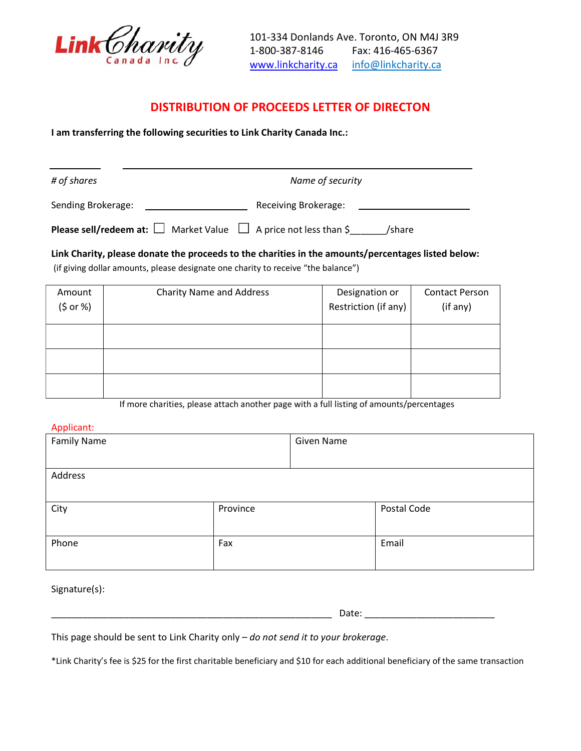Link Charity Canada Inc

101-334 Donlands Ave. Toronto, ON M4J 3R9
1-800-387-8146 Fax: 416-465-6367
www.linkcharity.ca info@linkcharity.ca

## DISTRIBUTION OF PROCEEDS LETTER OF DIRECTON

**I am transferring the following securities to Link Charity Canada Inc.:**

__________ ____________________________________________

*# of shares* *Name of security*

Sending Brokerage: ____________________ Receiving Brokerage: ____________________

**Please sell/redeem at:** ☐ Market Value ☐ A price not less than $_______/share

**Link Charity, please donate the proceeds to the charities in the amounts/percentages listed below:**
(if giving dollar amounts, please designate one charity to receive "the balance")

| Amount ($ or %) | Charity Name and Address | Designation or Restriction (if any) | Contact Person (if any) |
|---|---|---|---|
| | | | |
| | | | |
| | | | |

If more charities, please attach another page with a full listing of amounts/percentages

Applicant:

| Family Name | | Given Name |
|---|---|---|
| Address | | |
| City | Province | Postal Code |
| Phone | Fax | Email |

Signature(s):

_______________________________________________________ Date: _________________________

This page should be sent to Link Charity only – *do not send it to your brokerage*.

*Link Charity's fee is $25 for the first charitable beneficiary and $10 for each additional beneficiary of the same transaction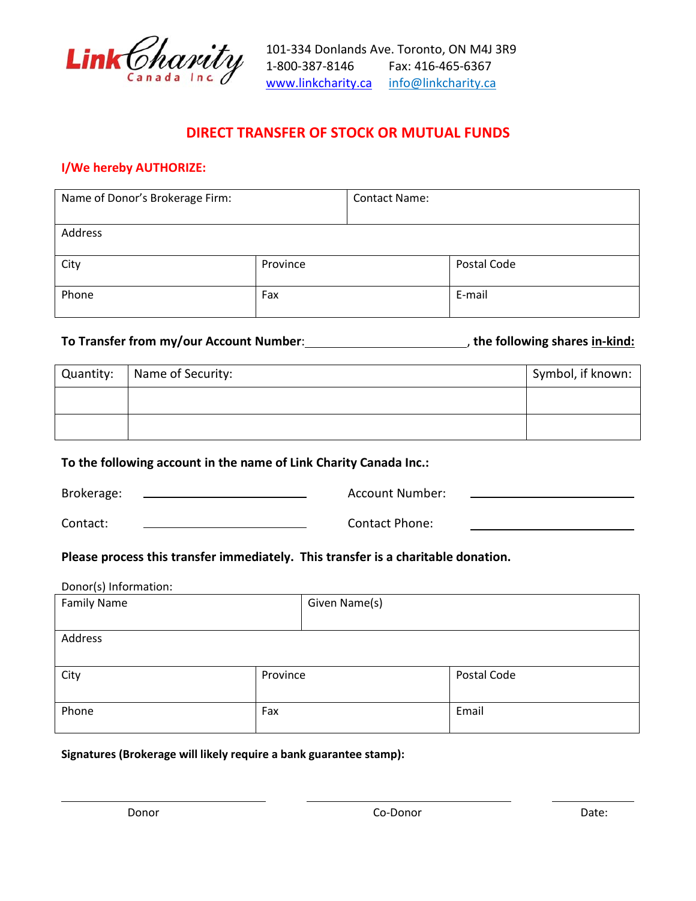Link Charity Canada Inc.

101-334 Donlands Ave. Toronto, ON M4J 3R9
1-800-387-8146 Fax: 416-465-6367
www.linkcharity.ca info@linkcharity.ca

# DIRECT TRANSFER OF STOCK OR MUTUAL FUNDS

**I/We hereby AUTHORIZE:**

| Name of Donor's Brokerage Firm: | | Contact Name: |
|---|---|---|
| Address | | |
| City | Province | Postal Code |
| Phone | Fax | E-mail |

**To Transfer from my/our Account Number**:\_\_\_\_\_\_\_\_\_\_\_\_\_\_\_\_\_\_\_\_\_\_\_\_**, the following shares in-kind:**

| Quantity: | Name of Security: | Symbol, if known: |
|---|---|---|
| | | |
| | | |

**To the following account in the name of Link Charity Canada Inc.:**

Brokerage: \_\_\_\_\_\_\_\_\_\_\_\_\_\_\_\_\_\_\_\_\_\_\_\_ Account Number: \_\_\_\_\_\_\_\_\_\_\_\_\_\_\_\_\_\_\_\_\_\_\_\_

Contact: \_\_\_\_\_\_\_\_\_\_\_\_\_\_\_\_\_\_\_\_\_\_\_\_ Contact Phone: \_\_\_\_\_\_\_\_\_\_\_\_\_\_\_\_\_\_\_\_\_\_\_\_

**Please process this transfer immediately. This transfer is a charitable donation.**

Donor(s) Information:

| Family Name | | Given Name(s) |
|---|---|---|
| Address | | |
| City | Province | Postal Code |
| Phone | Fax | Email |

**Signatures (Brokerage will likely require a bank guarantee stamp):**

\_\_\_\_\_\_\_\_\_\_\_\_\_\_\_\_\_\_\_\_\_\_\_\_ \_\_\_\_\_\_\_\_\_\_\_\_\_\_\_\_\_\_\_\_\_\_\_\_ \_\_\_\_\_\_\_\_\_\_\_\_

Donor Co-Donor Date: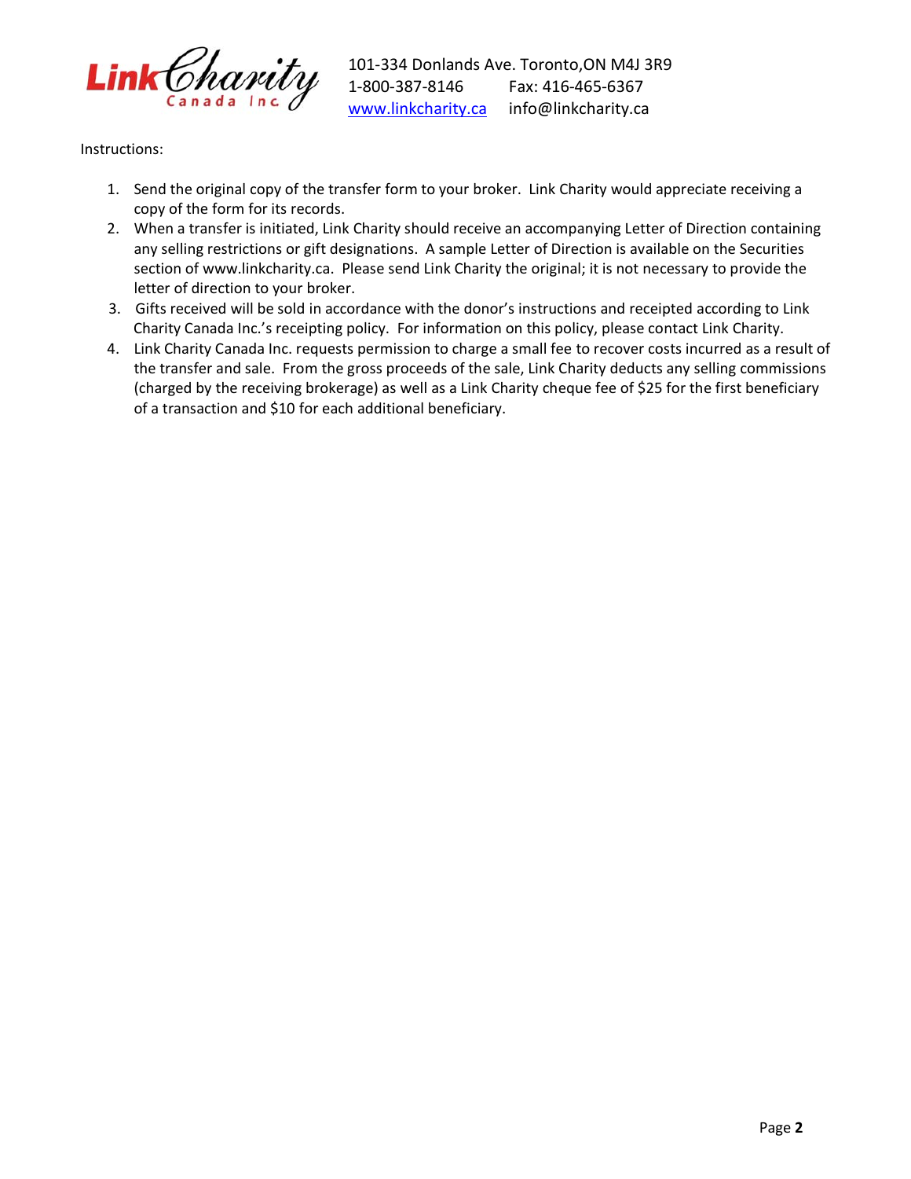Link Charity Canada Inc.

101-334 Donlands Ave. Toronto,ON M4J 3R9
1-800-387-8146 Fax: 416-465-6367
www.linkcharity.ca info@linkcharity.ca

Instructions:

1. Send the original copy of the transfer form to your broker. Link Charity would appreciate receiving a copy of the form for its records.
2. When a transfer is initiated, Link Charity should receive an accompanying Letter of Direction containing any selling restrictions or gift designations. A sample Letter of Direction is available on the Securities section of www.linkcharity.ca. Please send Link Charity the original; it is not necessary to provide the letter of direction to your broker.
3. Gifts received will be sold in accordance with the donor's instructions and receipted according to Link Charity Canada Inc.'s receipting policy. For information on this policy, please contact Link Charity.
4. Link Charity Canada Inc. requests permission to charge a small fee to recover costs incurred as a result of the transfer and sale. From the gross proceeds of the sale, Link Charity deducts any selling commissions (charged by the receiving brokerage) as well as a Link Charity cheque fee of $25 for the first beneficiary of a transaction and $10 for each additional beneficiary.